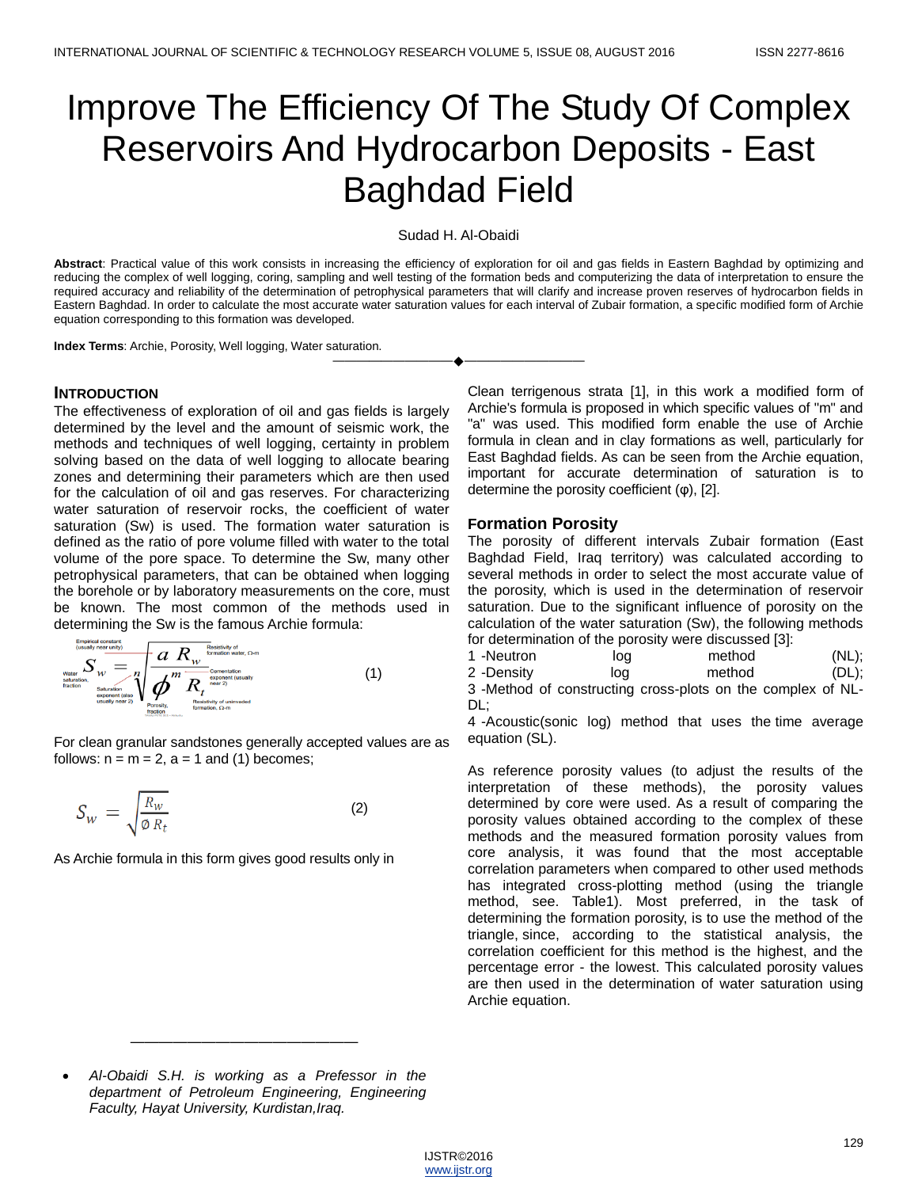# Improve The Efficiency Of The Study Of Complex Reservoirs And Hydrocarbon Deposits - East Baghdad Field

Sudad H. Al-Obaidi

**Abstract**: Practical value of this work consists in increasing the efficiency of exploration for oil and gas fields in Eastern Baghdad by optimizing and reducing the complex of well logging, coring, sampling and well testing of the formation beds and computerizing the data of interpretation to ensure the required accuracy and reliability of the determination of petrophysical parameters that will clarify and increase proven reserves of hydrocarbon fields in Eastern Baghdad. In order to calculate the most accurate water saturation values for each interval of Zubair formation, a specific modified form of Archie equation corresponding to this formation was developed.

**Index Terms**: Archie, Porosity, Well logging, Water saturation.

## INTRODUCTION

The effectiveness of exploration of oil and gas fields is largely determined by the level and the amount of seismic work, the methods and techniques of well logging, certainty in problem solving based on the data of well logging to allocate bearing zones and determining their parameters which are then used for the calculation of oil and gas reserves. For characterizing water saturation of reservoir rocks, the coefficient of water saturation (Sw) is used. The formation water saturation is defined as the ratio of pore volume filled with water to the total volume of the pore space. To determine the Sw, many other petrophysical parameters, that can be obtained when logging the borehole or by laboratory measurements on the core, must be known. The most common of the methods used in determining the Sw is the famous Archie formula:

$$S_w = \sqrt[n]{\frac{a\,R_w}{\phi^m\,R_t}} \qquad (1)$$

Empirical constant (usually near unity); Resistivity of formation water, Ω-m; Water saturation, fraction; Saturation exponent (also usually near 2); Cementation exponent (usually near 2); Porosity, fraction; Resistivity of uninvaded formation, Ω-m

For clean granular sandstones generally accepted values are as follows: n = m = 2, a = 1 and (1) becomes;

$$S_w = \sqrt{\frac{R_w}{\emptyset\,R_t}} \qquad (2)$$

As Archie formula in this form gives good results only in Clean terrigenous strata [1], in this work a modified form of Archie's formula is proposed in which specific values of "m" and "a" was used. This modified form enable the use of Archie formula in clean and in clay formations as well, particularly for East Baghdad fields. As can be seen from the Archie equation, important for accurate determination of saturation is to determine the porosity coefficient (φ), [2].

### Formation Porosity

The porosity of different intervals Zubair formation (East Baghdad Field, Iraq territory) was calculated according to several methods in order to select the most accurate value of the porosity, which is used in the determination of reservoir saturation. Due to the significant influence of porosity on the calculation of the water saturation (Sw), the following methods for determination of the porosity were discussed [3]:

1 -Neutron log method (NL);
2 -Density log method (DL);
3 -Method of constructing cross-plots on the complex of NL-DL;
4 -Acoustic(sonic log) method that uses the time average equation (SL).

As reference porosity values (to adjust the results of the interpretation of these methods), the porosity values determined by core were used. As a result of comparing the porosity values obtained according to the complex of these methods and the measured formation porosity values from core analysis, it was found that the most acceptable correlation parameters when compared to other used methods has integrated cross-plotting method (using the triangle method, see. Table1). Most preferred, in the task of determining the formation porosity, is to use the method of the triangle, since, according to the statistical analysis, the correlation coefficient for this method is the highest, and the percentage error - the lowest. This calculated porosity values are then used in the determination of water saturation using Archie equation.

- *Al-Obaidi S.H. is working as a Prefessor in the department of Petroleum Engineering, Engineering Faculty, Hayat University, Kurdistan,Iraq.*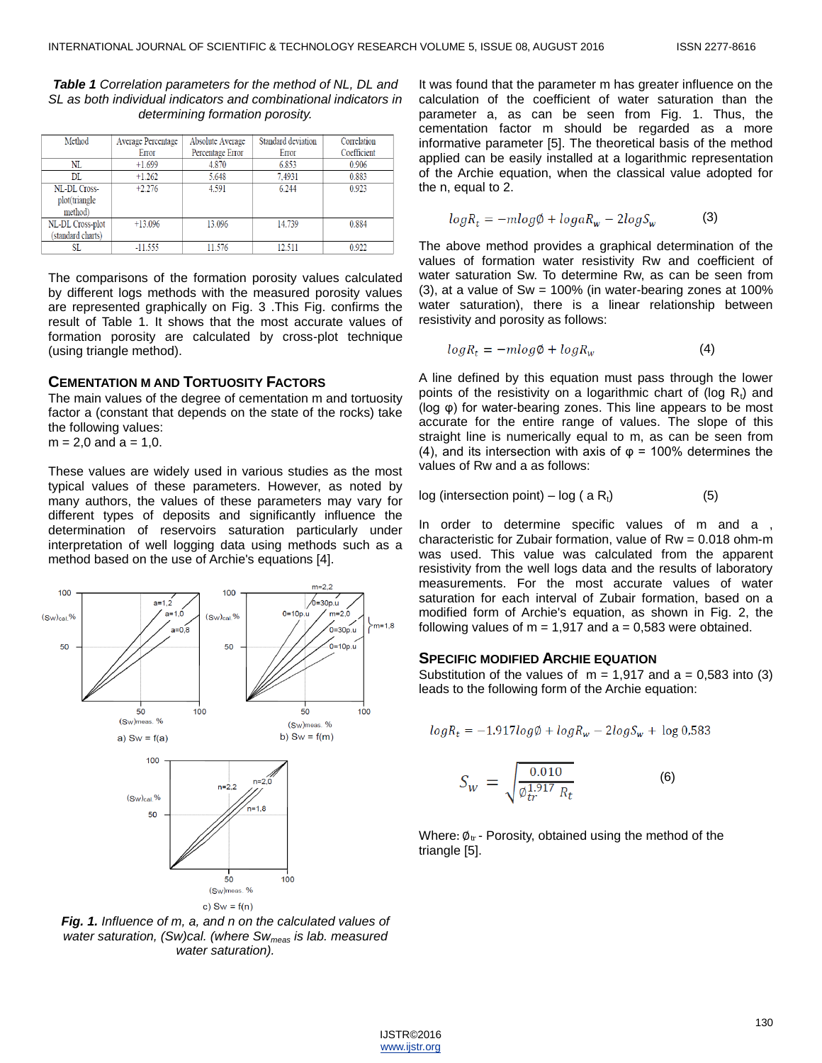***Table 1*** *Correlation parameters for the method of NL, DL and SL as both individual indicators and combinational indicators in determining formation porosity.*

| Method | Average Percentage Error | Absolute Average Percentage Error | Standard deviation Error | Correlation Coefficient |
|---|---|---|---|---|
| NL | +1.699 | 4.870 | 6.853 | 0.906 |
| DL | +1.262 | 5.648 | 7.4931 | 0.883 |
| NL-DL Cross-plot(triangle method) | +2.276 | 4.591 | 6.244 | 0.923 |
| NL-DL Cross-plot (standard charts) | +13.096 | 13.096 | 14.739 | 0.884 |
| SL | -11.555 | 11.576 | 12.511 | 0.922 |

The comparisons of the formation porosity values calculated by different logs methods with the measured porosity values are represented graphically on Fig. 3 .This Fig. confirms the result of Table 1. It shows that the most accurate values of formation porosity are calculated by cross-plot technique (using triangle method).

## CEMENTATION M AND TORTUOSITY FACTORS

The main values of the degree of cementation m and tortuosity factor a (constant that depends on the state of the rocks) take the following values:
m = 2,0 and a = 1,0.

These values are widely used in various studies as the most typical values of these parameters. However, as noted by many authors, the values of these parameters may vary for different types of deposits and significantly influence the determination of reservoirs saturation particularly under interpretation of well logging data using methods such as a method based on the use of Archie's equations [4].

***Fig. 1.*** *Influence of m, a, and n on the calculated values of water saturation, (Sw)cal. (where $Sw_{meas}$ is lab. measured water saturation).*

It was found that the parameter m has greater influence on the calculation of the coefficient of water saturation than the parameter a, as can be seen from Fig. 1. Thus, the cementation factor m should be regarded as a more informative parameter [5]. The theoretical basis of the method applied can be easily installed at a logarithmic representation of the Archie equation, when the classical value adopted for the n, equal to 2.

$$\log R_t = -m\log\emptyset + \log aR_w - 2\log S_w \qquad (3)$$

The above method provides a graphical determination of the values of formation water resistivity Rw and coefficient of water saturation Sw. To determine Rw, as can be seen from (3), at a value of Sw = 100% (in water-bearing zones at 100% water saturation), there is a linear relationship between resistivity and porosity as follows:

$$\log R_t = -m\log\emptyset + \log R_w \qquad (4)$$

A line defined by this equation must pass through the lower points of the resistivity on a logarithmic chart of (log $R_t$) and (log φ) for water-bearing zones. This line appears to be most accurate for the entire range of values. The slope of this straight line is numerically equal to m, as can be seen from (4), and its intersection with axis of φ = 100% determines the values of Rw and a as follows:

log (intersection point) – log ( a $R_t$) (5)

In order to determine specific values of m and a , characteristic for Zubair formation, value of Rw = 0.018 ohm-m was used. This value was calculated from the apparent resistivity from the well logs data and the results of laboratory measurements. For the most accurate values of water saturation for each interval of Zubair formation, based on a modified form of Archie's equation, as shown in Fig. 2, the following values of m = 1,917 and a = 0,583 were obtained.

## SPECIFIC MODIFIED ARCHIE EQUATION

Substitution of the values of m = 1,917 and a = 0,583 into (3) leads to the following form of the Archie equation:

$$\log R_t = -1.917\log\emptyset + \log R_w - 2\log S_w + \log 0.583$$

$$S_w = \sqrt{\frac{0.010}{\emptyset_{tr}^{1.917}\ R_t}} \qquad (6)$$

Where: $\emptyset_{tr}$ - Porosity, obtained using the method of the triangle [5].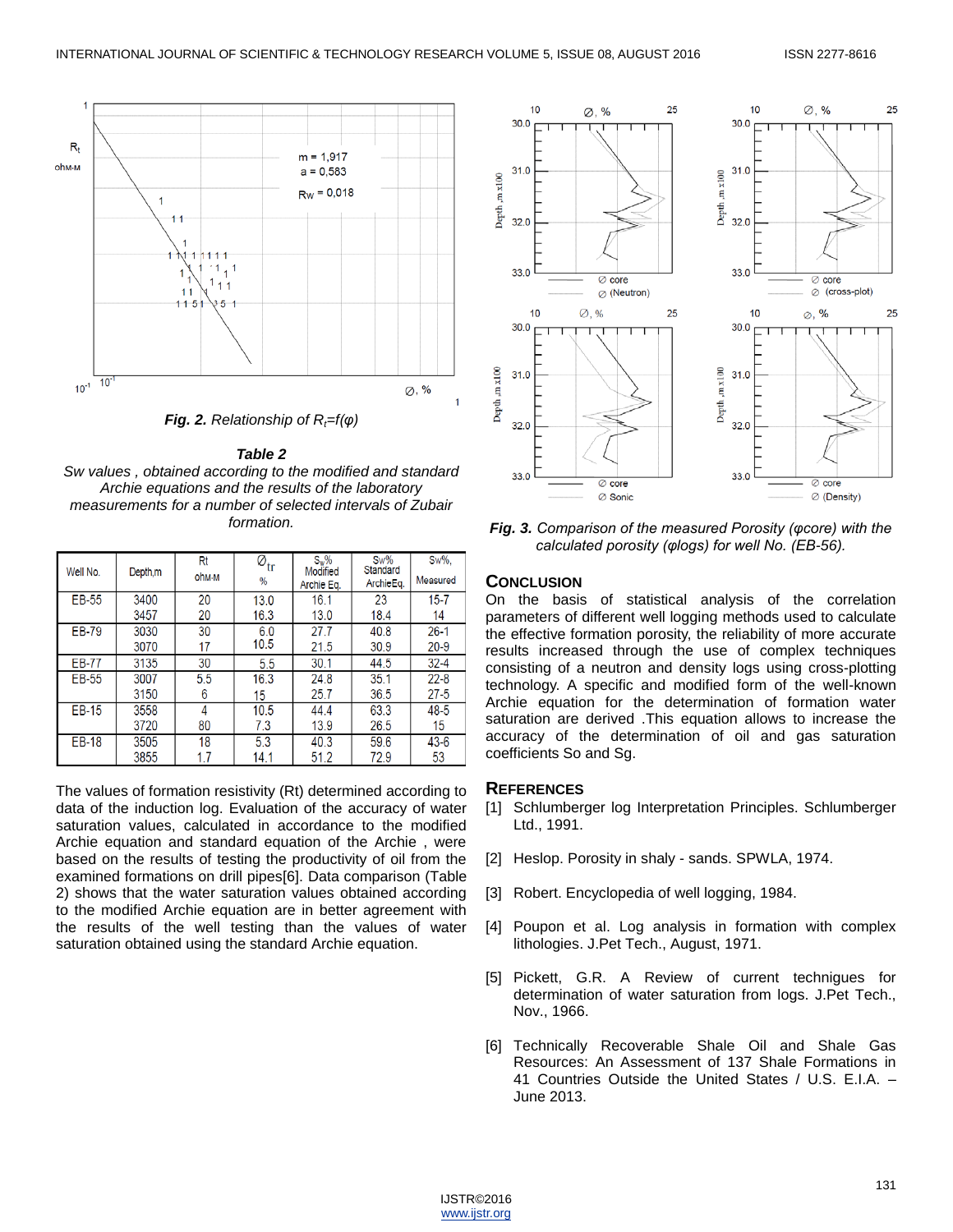1

$R_t$

ohм-м

m = 1,917

a = 0,583

Rw = 0,018

$10^{-1}$ $10^{-1}$ Ø, % 1

***Fig. 2.*** *Relationship of $R_t$=f(φ)*

***Table 2***

*Sw values , obtained according to the modified and standard Archie equations and the results of the laboratory measurements for a number of selected intervals of Zubair formation.*

| Well No. | Depth,m | Rt ohм-м | $Ø_{tr}$ % | $S_w$% Modified Archie Eq. | Sw% Standard ArchieEq. | Sw%, Measured |
|---|---|---|---|---|---|---|
| EB-55 | 3400 | 20 | 13.0 | 16.1 | 23 | 15-7 |
| | 3457 | 20 | 16.3 | 13.0 | 18.4 | 14 |
| EB-79 | 3030 | 30 | 6.0 | 27.7 | 40.8 | 26-1 |
| | 3070 | 17 | 10.5 | 21.5 | 30.9 | 20-9 |
| EB-77 | 3135 | 30 | 5.5 | 30.1 | 44.5 | 32-4 |
| EB-55 | 3007 | 5.5 | 16.3 | 24.8 | 35.1 | 22-8 |
| | 3150 | 6 | 15 | 25.7 | 36.5 | 27-5 |
| EB-15 | 3558 | 4 | 10.5 | 44.4 | 63.3 | 48-5 |
| | 3720 | 80 | 7.3 | 13.9 | 26.5 | 15 |
| EB-18 | 3505 | 18 | 5.3 | 40.3 | 59.6 | 43-6 |
| | 3855 | 1.7 | 14.1 | 51.2 | 72.9 | 53 |

The values of formation resistivity (Rt) determined according to data of the induction log. Evaluation of the accuracy of water saturation values, calculated in accordance to the modified Archie equation and standard equation of the Archie , were based on the results of testing the productivity of oil from the examined formations on drill pipes[6]. Data comparison (Table 2) shows that the water saturation values obtained according to the modified Archie equation are in better agreement with the results of the well testing than the values of water saturation obtained using the standard Archie equation.

10 Ø, % 25

30.0 31.0 32.0 33.0

Depth ,m x100

Ø core

Ø (Neutron)

Ø core

Ø (cross-plot)

Ø core

Ø Sonic

Ø core

Ø (Density)

***Fig. 3.*** *Comparison of the measured Porosity (φcore) with the calculated porosity (φlogs) for well No. (EB-56).*

## Conclusion

On the basis of statistical analysis of the correlation parameters of different well logging methods used to calculate the effective formation porosity, the reliability of more accurate results increased through the use of complex techniques consisting of a neutron and density logs using cross-plotting technology. A specific and modified form of the well-known Archie equation for the determination of formation water saturation are derived .This equation allows to increase the accuracy of the determination of oil and gas saturation coefficients So and Sg.

## References

[1] Schlumberger log Interpretation Principles. Schlumberger Ltd., 1991.

[2] Heslop. Porosity in shaly - sands. SPWLA, 1974.

[3] Robert. Encyclopedia of well logging, 1984.

[4] Poupon et al. Log analysis in formation with complex lithologies. J.Pet Tech., August, 1971.

[5] Pickett, G.R. A Review of current techniques for determination of water saturation from logs. J.Pet Tech., Nov., 1966.

[6] Technically Recoverable Shale Oil and Shale Gas Resources: An Assessment of 137 Shale Formations in 41 Countries Outside the United States / U.S. E.I.A. – June 2013.